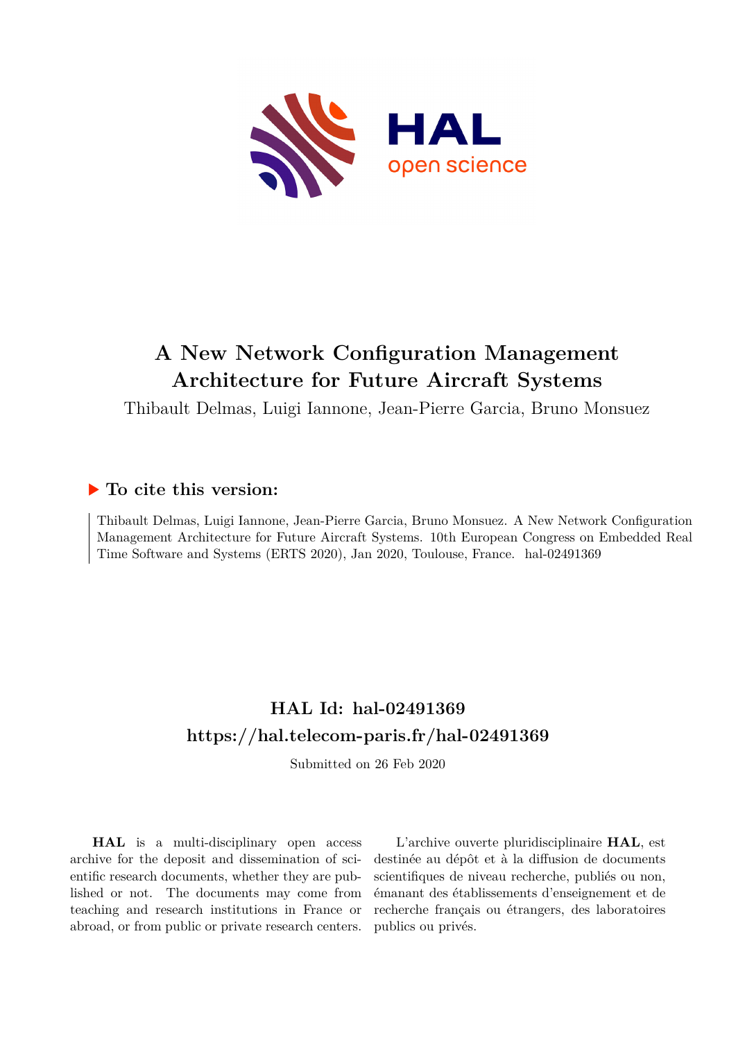# A New Network Configuration Management Architecture for Future Aircraft Systems

Thibault Delmas, Luigi Iannone, Jean-Pierre Garcia, Bruno Monsuez

## ▶ To cite this version:

Thibault Delmas, Luigi Iannone, Jean-Pierre Garcia, Bruno Monsuez. A New Network Configuration Management Architecture for Future Aircraft Systems. 10th European Congress on Embedded Real Time Software and Systems (ERTS 2020), Jan 2020, Toulouse, France. hal-02491369

## HAL Id: hal-02491369

## https://hal.telecom-paris.fr/hal-02491369

Submitted on 26 Feb 2020

**HAL** is a multi-disciplinary open access archive for the deposit and dissemination of scientific research documents, whether they are published or not. The documents may come from teaching and research institutions in France or abroad, or from public or private research centers.

L'archive ouverte pluridisciplinaire **HAL**, est destinée au dépôt et à la diffusion de documents scientifiques de niveau recherche, publiés ou non, émanant des établissements d'enseignement et de recherche français ou étrangers, des laboratoires publics ou privés.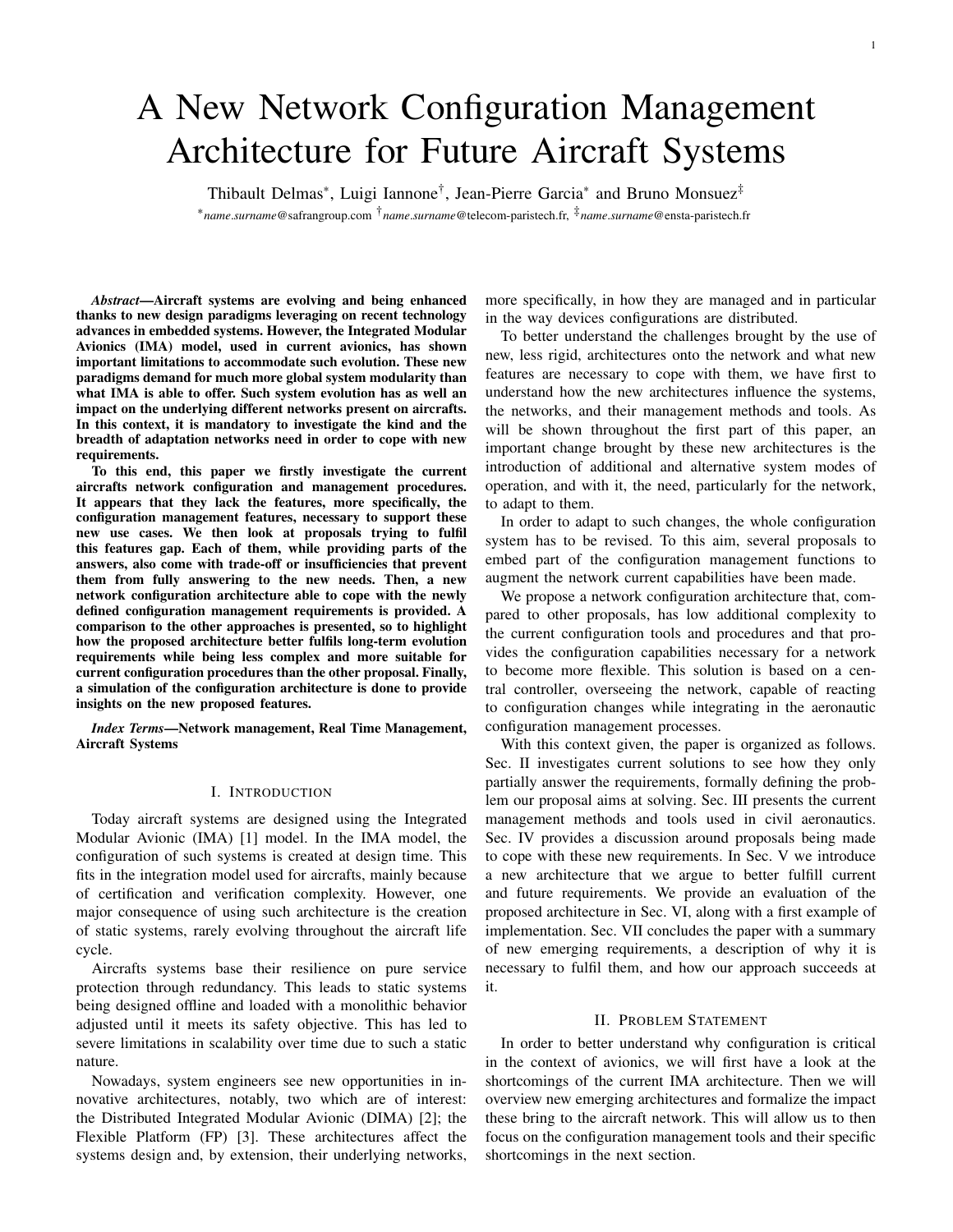# A New Network Configuration Management Architecture for Future Aircraft Systems

Thibault Delmas*, Luigi Iannone†, Jean-Pierre Garcia* and Bruno Monsuez‡

**name.surname*@safrangroup.com †*name.surname*@telecom-paristech.fr, ‡*name.surname*@ensta-paristech.fr

***Abstract*—Aircraft systems are evolving and being enhanced thanks to new design paradigms leveraging on recent technology advances in embedded systems. However, the Integrated Modular Avionics (IMA) model, used in current avionics, has shown important limitations to accommodate such evolution. These new paradigms demand for much more global system modularity than what IMA is able to offer. Such system evolution has as well an impact on the underlying different networks present on aircrafts. In this context, it is mandatory to investigate the kind and the breadth of adaptation networks need in order to cope with new requirements.**

**To this end, this paper we firstly investigate the current aircrafts network configuration and management procedures. It appears that they lack the features, more specifically, the configuration management features, necessary to support these new use cases. We then look at proposals trying to fulfil this features gap. Each of them, while providing parts of the answers, also come with trade-off or insufficiencies that prevent them from fully answering to the new needs. Then, a new network configuration architecture able to cope with the newly defined configuration management requirements is provided. A comparison to the other approaches is presented, so to highlight how the proposed architecture better fulfils long-term evolution requirements while being less complex and more suitable for current configuration procedures than the other proposal. Finally, a simulation of the configuration architecture is done to provide insights on the new proposed features.**

***Index Terms*—Network management, Real Time Management, Aircraft Systems**

## I. Introduction

Today aircraft systems are designed using the Integrated Modular Avionic (IMA) [1] model. In the IMA model, the configuration of such systems is created at design time. This fits in the integration model used for aircrafts, mainly because of certification and verification complexity. However, one major consequence of using such architecture is the creation of static systems, rarely evolving throughout the aircraft life cycle.

Aircrafts systems base their resilience on pure service protection through redundancy. This leads to static systems being designed offline and loaded with a monolithic behavior adjusted until it meets its safety objective. This has led to severe limitations in scalability over time due to such a static nature.

Nowadays, system engineers see new opportunities in innovative architectures, notably, two which are of interest: the Distributed Integrated Modular Avionic (DIMA) [2]; the Flexible Platform (FP) [3]. These architectures affect the systems design and, by extension, their underlying networks, more specifically, in how they are managed and in particular in the way devices configurations are distributed.

To better understand the challenges brought by the use of new, less rigid, architectures onto the network and what new features are necessary to cope with them, we have first to understand how the new architectures influence the systems, the networks, and their management methods and tools. As will be shown throughout the first part of this paper, an important change brought by these new architectures is the introduction of additional and alternative system modes of operation, and with it, the need, particularly for the network, to adapt to them.

In order to adapt to such changes, the whole configuration system has to be revised. To this aim, several proposals to embed part of the configuration management functions to augment the network current capabilities have been made.

We propose a network configuration architecture that, compared to other proposals, has low additional complexity to the current configuration tools and procedures and that provides the configuration capabilities necessary for a network to become more flexible. This solution is based on a central controller, overseeing the network, capable of reacting to configuration changes while integrating in the aeronautic configuration management processes.

With this context given, the paper is organized as follows. Sec. II investigates current solutions to see how they only partially answer the requirements, formally defining the problem our proposal aims at solving. Sec. III presents the current management methods and tools used in civil aeronautics. Sec. IV provides a discussion around proposals being made to cope with these new requirements. In Sec. V we introduce a new architecture that we argue to better fulfill current and future requirements. We provide an evaluation of the proposed architecture in Sec. VI, along with a first example of implementation. Sec. VII concludes the paper with a summary of new emerging requirements, a description of why it is necessary to fulfil them, and how our approach succeeds at it.

## II. Problem Statement

In order to better understand why configuration is critical in the context of avionics, we will first have a look at the shortcomings of the current IMA architecture. Then we will overview new emerging architectures and formalize the impact these bring to the aircraft network. This will allow us to then focus on the configuration management tools and their specific shortcomings in the next section.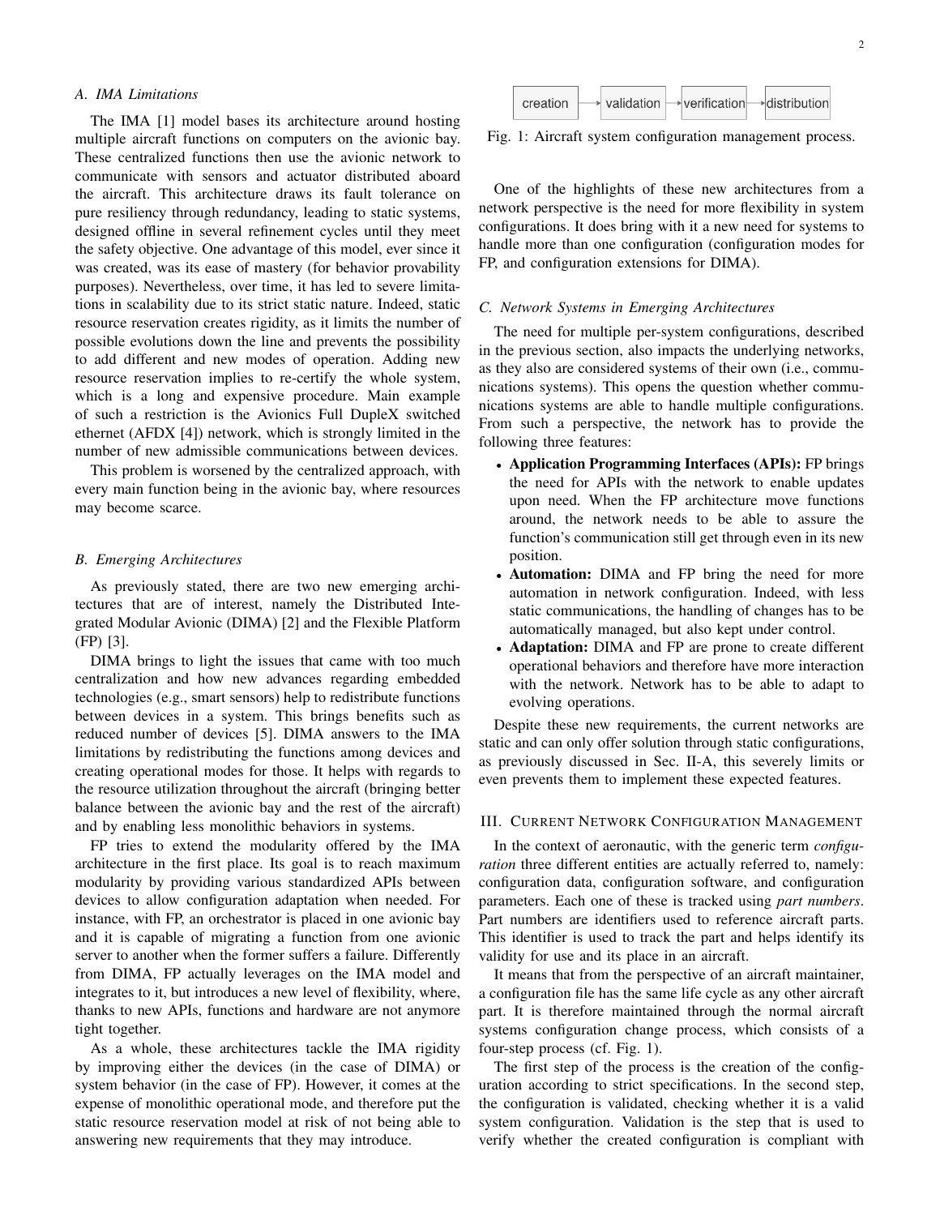### A. IMA Limitations

The IMA [1] model bases its architecture around hosting multiple aircraft functions on computers on the avionic bay. These centralized functions then use the avionic network to communicate with sensors and actuator distributed aboard the aircraft. This architecture draws its fault tolerance on pure resiliency through redundancy, leading to static systems, designed offline in several refinement cycles until they meet the safety objective. One advantage of this model, ever since it was created, was its ease of mastery (for behavior provability purposes). Nevertheless, over time, it has led to severe limitations in scalability due to its strict static nature. Indeed, static resource reservation creates rigidity, as it limits the number of possible evolutions down the line and prevents the possibility to add different and new modes of operation. Adding new resource reservation implies to re-certify the whole system, which is a long and expensive procedure. Main example of such a restriction is the Avionics Full DupleX switched ethernet (AFDX [4]) network, which is strongly limited in the number of new admissible communications between devices.

This problem is worsened by the centralized approach, with every main function being in the avionic bay, where resources may become scarce.

### B. Emerging Architectures

As previously stated, there are two new emerging architectures that are of interest, namely the Distributed Integrated Modular Avionic (DIMA) [2] and the Flexible Platform (FP) [3].

DIMA brings to light the issues that came with too much centralization and how new advances regarding embedded technologies (e.g., smart sensors) help to redistribute functions between devices in a system. This brings benefits such as reduced number of devices [5]. DIMA answers to the IMA limitations by redistributing the functions among devices and creating operational modes for those. It helps with regards to the resource utilization throughout the aircraft (bringing better balance between the avionic bay and the rest of the aircraft) and by enabling less monolithic behaviors in systems.

FP tries to extend the modularity offered by the IMA architecture in the first place. Its goal is to reach maximum modularity by providing various standardized APIs between devices to allow configuration adaptation when needed. For instance, with FP, an orchestrator is placed in one avionic bay and it is capable of migrating a function from one avionic server to another when the former suffers a failure. Differently from DIMA, FP actually leverages on the IMA model and integrates to it, but introduces a new level of flexibility, where, thanks to new APIs, functions and hardware are not anymore tight together.

As a whole, these architectures tackle the IMA rigidity by improving either the devices (in the case of DIMA) or system behavior (in the case of FP). However, it comes at the expense of monolithic operational mode, and therefore put the static resource reservation model at risk of not being able to answering new requirements that they may introduce.

creation → validation → verification → distribution

Fig. 1: Aircraft system configuration management process.

One of the highlights of these new architectures from a network perspective is the need for more flexibility in system configurations. It does bring with it a new need for systems to handle more than one configuration (configuration modes for FP, and configuration extensions for DIMA).

### C. Network Systems in Emerging Architectures

The need for multiple per-system configurations, described in the previous section, also impacts the underlying networks, as they also are considered systems of their own (i.e., communications systems). This opens the question whether communications systems are able to handle multiple configurations. From such a perspective, the network has to provide the following three features:

- **Application Programming Interfaces (APIs):** FP brings the need for APIs with the network to enable updates upon need. When the FP architecture move functions around, the network needs to be able to assure the function's communication still get through even in its new position.
- **Automation:** DIMA and FP bring the need for more automation in network configuration. Indeed, with less static communications, the handling of changes has to be automatically managed, but also kept under control.
- **Adaptation:** DIMA and FP are prone to create different operational behaviors and therefore have more interaction with the network. Network has to be able to adapt to evolving operations.

Despite these new requirements, the current networks are static and can only offer solution through static configurations, as previously discussed in Sec. II-A, this severely limits or even prevents them to implement these expected features.

## III. Current Network Configuration Management

In the context of aeronautic, with the generic term *configuration* three different entities are actually referred to, namely: configuration data, configuration software, and configuration parameters. Each one of these is tracked using *part numbers*. Part numbers are identifiers used to reference aircraft parts. This identifier is used to track the part and helps identify its validity for use and its place in an aircraft.

It means that from the perspective of an aircraft maintainer, a configuration file has the same life cycle as any other aircraft part. It is therefore maintained through the normal aircraft systems configuration change process, which consists of a four-step process (cf. Fig. 1).

The first step of the process is the creation of the configuration according to strict specifications. In the second step, the configuration is validated, checking whether it is a valid system configuration. Validation is the step that is used to verify whether the created configuration is compliant with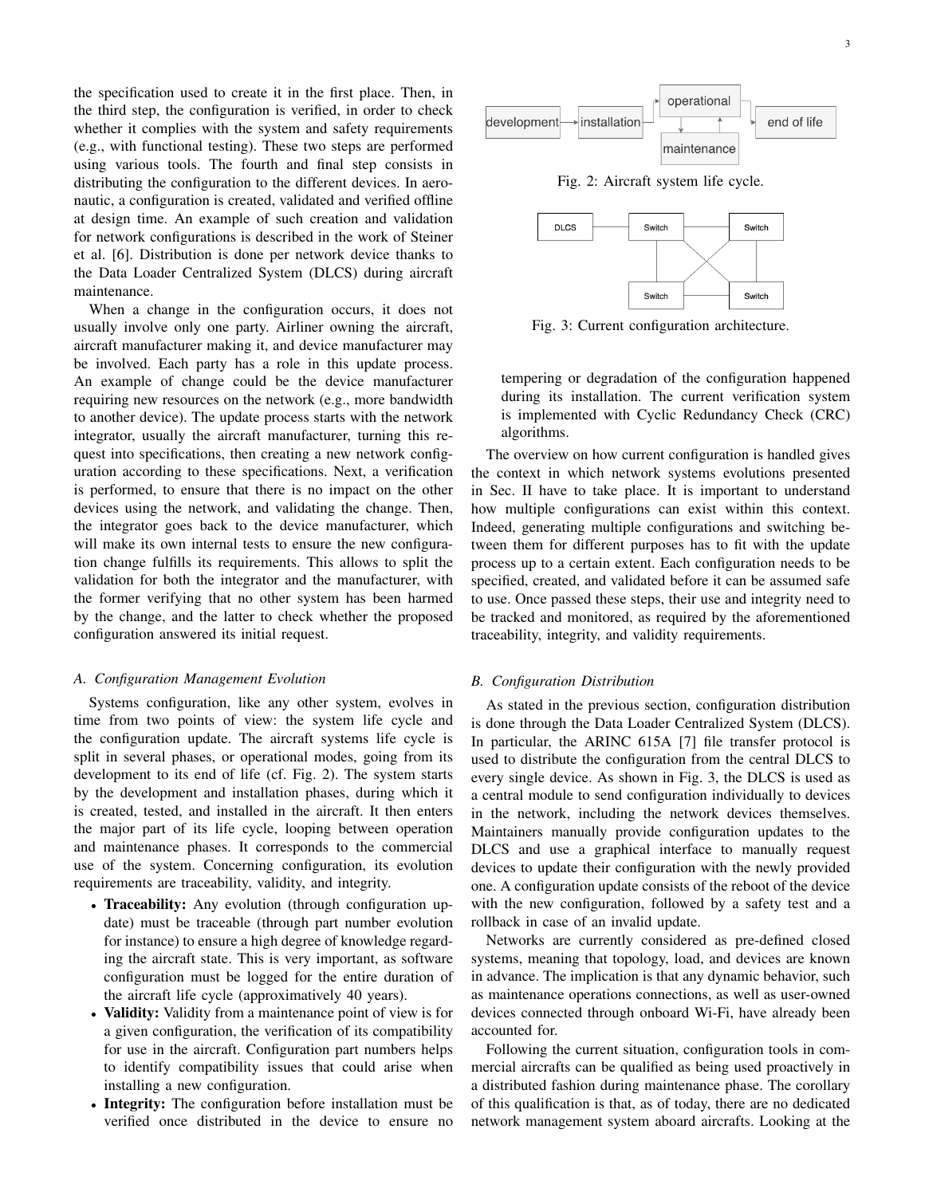the specification used to create it in the first place. Then, in the third step, the configuration is verified, in order to check whether it complies with the system and safety requirements (e.g., with functional testing). These two steps are performed using various tools. The fourth and final step consists in distributing the configuration to the different devices. In aeronautic, a configuration is created, validated and verified offline at design time. An example of such creation and validation for network configurations is described in the work of Steiner et al. [6]. Distribution is done per network device thanks to the Data Loader Centralized System (DLCS) during aircraft maintenance.

When a change in the configuration occurs, it does not usually involve only one party. Airliner owning the aircraft, aircraft manufacturer making it, and device manufacturer may be involved. Each party has a role in this update process. An example of change could be the device manufacturer requiring new resources on the network (e.g., more bandwidth to another device). The update process starts with the network integrator, usually the aircraft manufacturer, turning this request into specifications, then creating a new network configuration according to these specifications. Next, a verification is performed, to ensure that there is no impact on the other devices using the network, and validating the change. Then, the integrator goes back to the device manufacturer, which will make its own internal tests to ensure the new configuration change fulfills its requirements. This allows to split the validation for both the integrator and the manufacturer, with the former verifying that no other system has been harmed by the change, and the latter to check whether the proposed configuration answered its initial request.

### A. Configuration Management Evolution

Systems configuration, like any other system, evolves in time from two points of view: the system life cycle and the configuration update. The aircraft systems life cycle is split in several phases, or operational modes, going from its development to its end of life (cf. Fig. 2). The system starts by the development and installation phases, during which it is created, tested, and installed in the aircraft. It then enters the major part of its life cycle, looping between operation and maintenance phases. It corresponds to the commercial use of the system. Concerning configuration, its evolution requirements are traceability, validity, and integrity.

- **Traceability:** Any evolution (through configuration update) must be traceable (through part number evolution for instance) to ensure a high degree of knowledge regarding the aircraft state. This is very important, as software configuration must be logged for the entire duration of the aircraft life cycle (approximatively 40 years).
- **Validity:** Validity from a maintenance point of view is for a given configuration, the verification of its compatibility for use in the aircraft. Configuration part numbers helps to identify compatibility issues that could arise when installing a new configuration.
- **Integrity:** The configuration before installation must be verified once distributed in the device to ensure no tempering or degradation of the configuration happened during its installation. The current verification system is implemented with Cyclic Redundancy Check (CRC) algorithms.

development → installation → operational ⇄ maintenance → end of life

Fig. 2: Aircraft system life cycle.

DLCS — Switch — Switch — Switch — Switch

Fig. 3: Current configuration architecture.

The overview on how current configuration is handled gives the context in which network systems evolutions presented in Sec. II have to take place. It is important to understand how multiple configurations can exist within this context. Indeed, generating multiple configurations and switching between them for different purposes has to fit with the update process up to a certain extent. Each configuration needs to be specified, created, and validated before it can be assumed safe to use. Once passed these steps, their use and integrity need to be tracked and monitored, as required by the aforementioned traceability, integrity, and validity requirements.

### B. Configuration Distribution

As stated in the previous section, configuration distribution is done through the Data Loader Centralized System (DLCS). In particular, the ARINC 615A [7] file transfer protocol is used to distribute the configuration from the central DLCS to every single device. As shown in Fig. 3, the DLCS is used as a central module to send configuration individually to devices in the network, including the network devices themselves. Maintainers manually provide configuration updates to the DLCS and use a graphical interface to manually request devices to update their configuration with the newly provided one. A configuration update consists of the reboot of the device with the new configuration, followed by a safety test and a rollback in case of an invalid update.

Networks are currently considered as pre-defined closed systems, meaning that topology, load, and devices are known in advance. The implication is that any dynamic behavior, such as maintenance operations connections, as well as user-owned devices connected through onboard Wi-Fi, have already been accounted for.

Following the current situation, configuration tools in commercial aircrafts can be qualified as being used proactively in a distributed fashion during maintenance phase. The corollary of this qualification is that, as of today, there are no dedicated network management system aboard aircrafts. Looking at the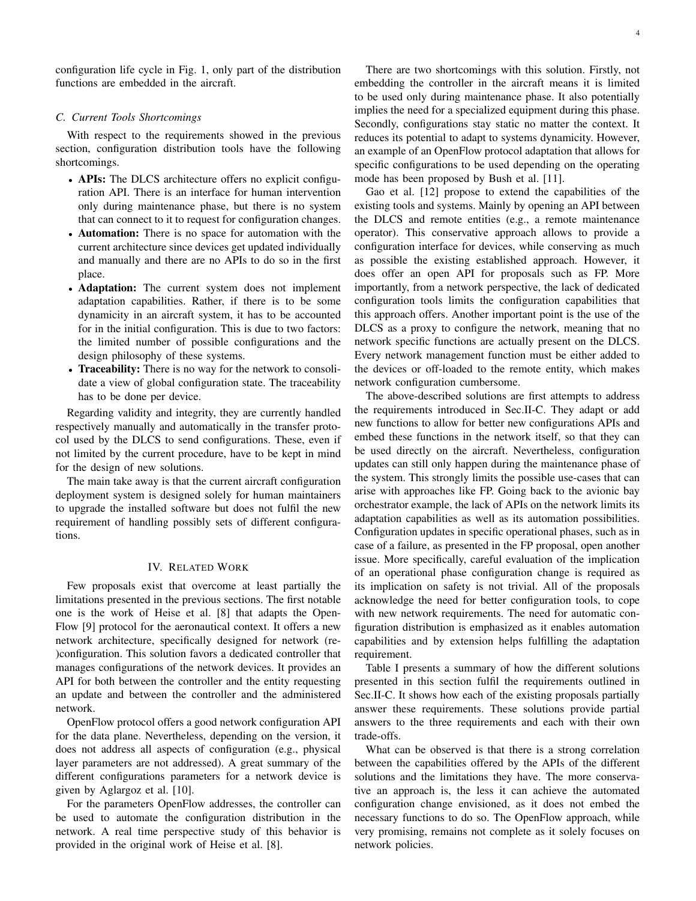configuration life cycle in Fig. 1, only part of the distribution functions are embedded in the aircraft.

### C. Current Tools Shortcomings

With respect to the requirements showed in the previous section, configuration distribution tools have the following shortcomings.

- **APIs:** The DLCS architecture offers no explicit configuration API. There is an interface for human intervention only during maintenance phase, but there is no system that can connect to it to request for configuration changes.
- **Automation:** There is no space for automation with the current architecture since devices get updated individually and manually and there are no APIs to do so in the first place.
- **Adaptation:** The current system does not implement adaptation capabilities. Rather, if there is to be some dynamicity in an aircraft system, it has to be accounted for in the initial configuration. This is due to two factors: the limited number of possible configurations and the design philosophy of these systems.
- **Traceability:** There is no way for the network to consolidate a view of global configuration state. The traceability has to be done per device.

Regarding validity and integrity, they are currently handled respectively manually and automatically in the transfer protocol used by the DLCS to send configurations. These, even if not limited by the current procedure, have to be kept in mind for the design of new solutions.

The main take away is that the current aircraft configuration deployment system is designed solely for human maintainers to upgrade the installed software but does not fulfil the new requirement of handling possibly sets of different configurations.

## IV. Related Work

Few proposals exist that overcome at least partially the limitations presented in the previous sections. The first notable one is the work of Heise et al. [8] that adapts the OpenFlow [9] protocol for the aeronautical context. It offers a new network architecture, specifically designed for network (re-)configuration. This solution favors a dedicated controller that manages configurations of the network devices. It provides an API for both between the controller and the entity requesting an update and between the controller and the administered network.

OpenFlow protocol offers a good network configuration API for the data plane. Nevertheless, depending on the version, it does not address all aspects of configuration (e.g., physical layer parameters are not addressed). A great summary of the different configurations parameters for a network device is given by Aglargoz et al. [10].

For the parameters OpenFlow addresses, the controller can be used to automate the configuration distribution in the network. A real time perspective study of this behavior is provided in the original work of Heise et al. [8].

There are two shortcomings with this solution. Firstly, not embedding the controller in the aircraft means it is limited to be used only during maintenance phase. It also potentially implies the need for a specialized equipment during this phase. Secondly, configurations stay static no matter the context. It reduces its potential to adapt to systems dynamicity. However, an example of an OpenFlow protocol adaptation that allows for specific configurations to be used depending on the operating mode has been proposed by Bush et al. [11].

Gao et al. [12] propose to extend the capabilities of the existing tools and systems. Mainly by opening an API between the DLCS and remote entities (e.g., a remote maintenance operator). This conservative approach allows to provide a configuration interface for devices, while conserving as much as possible the existing established approach. However, it does offer an open API for proposals such as FP. More importantly, from a network perspective, the lack of dedicated configuration tools limits the configuration capabilities that this approach offers. Another important point is the use of the DLCS as a proxy to configure the network, meaning that no network specific functions are actually present on the DLCS. Every network management function must be either added to the devices or off-loaded to the remote entity, which makes network configuration cumbersome.

The above-described solutions are first attempts to address the requirements introduced in Sec.II-C. They adapt or add new functions to allow for better new configurations APIs and embed these functions in the network itself, so that they can be used directly on the aircraft. Nevertheless, configuration updates can still only happen during the maintenance phase of the system. This strongly limits the possible use-cases that can arise with approaches like FP. Going back to the avionic bay orchestrator example, the lack of APIs on the network limits its adaptation capabilities as well as its automation possibilities. Configuration updates in specific operational phases, such as in case of a failure, as presented in the FP proposal, open another issue. More specifically, careful evaluation of the implication of an operational phase configuration change is required as its implication on safety is not trivial. All of the proposals acknowledge the need for better configuration tools, to cope with new network requirements. The need for automatic configuration distribution is emphasized as it enables automation capabilities and by extension helps fulfilling the adaptation requirement.

Table I presents a summary of how the different solutions presented in this section fulfil the requirements outlined in Sec.II-C. It shows how each of the existing proposals partially answer these requirements. These solutions provide partial answers to the three requirements and each with their own trade-offs.

What can be observed is that there is a strong correlation between the capabilities offered by the APIs of the different solutions and the limitations they have. The more conservative an approach is, the less it can achieve the automated configuration change envisioned, as it does not embed the necessary functions to do so. The OpenFlow approach, while very promising, remains not complete as it solely focuses on network policies.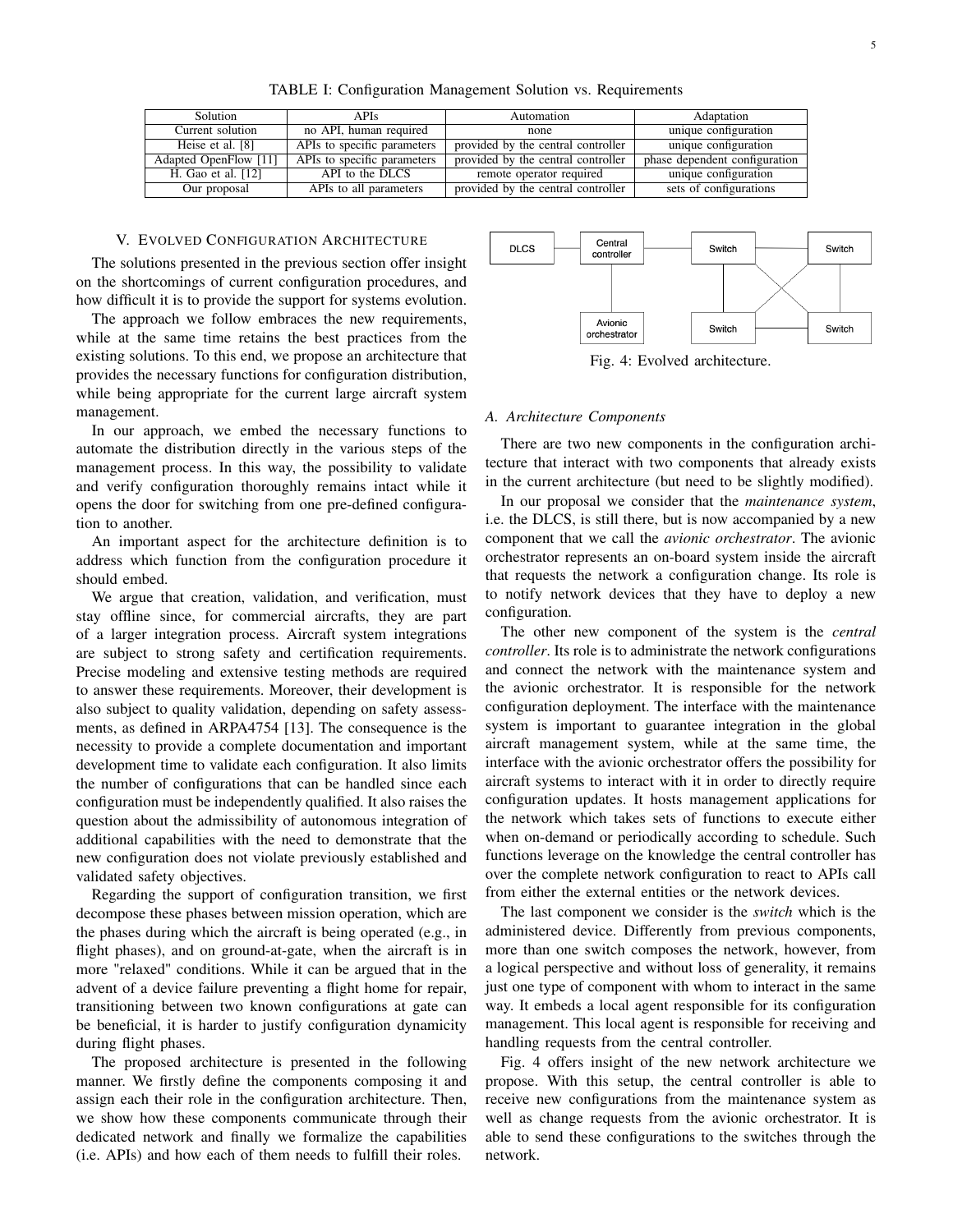TABLE I: Configuration Management Solution vs. Requirements

| Solution | APIs | Automation | Adaptation |
|---|---|---|---|
| Current solution | no API, human required | none | unique configuration |
| Heise et al. [8] | APIs to specific parameters | provided by the central controller | unique configuration |
| Adapted OpenFlow [11] | APIs to specific parameters | provided by the central controller | phase dependent configuration |
| H. Gao et al. [12] | API to the DLCS | remote operator required | unique configuration |
| Our proposal | APIs to all parameters | provided by the central controller | sets of configurations |

## V. Evolved Configuration Architecture

The solutions presented in the previous section offer insight on the shortcomings of current configuration procedures, and how difficult it is to provide the support for systems evolution.

The approach we follow embraces the new requirements, while at the same time retains the best practices from the existing solutions. To this end, we propose an architecture that provides the necessary functions for configuration distribution, while being appropriate for the current large aircraft system management.

In our approach, we embed the necessary functions to automate the distribution directly in the various steps of the management process. In this way, the possibility to validate and verify configuration thoroughly remains intact while it opens the door for switching from one pre-defined configuration to another.

An important aspect for the architecture definition is to address which function from the configuration procedure it should embed.

We argue that creation, validation, and verification, must stay offline since, for commercial aircrafts, they are part of a larger integration process. Aircraft system integrations are subject to strong safety and certification requirements. Precise modeling and extensive testing methods are required to answer these requirements. Moreover, their development is also subject to quality validation, depending on safety assessments, as defined in ARPA4754 [13]. The consequence is the necessity to provide a complete documentation and important development time to validate each configuration. It also limits the number of configurations that can be handled since each configuration must be independently qualified. It also raises the question about the admissibility of autonomous integration of additional capabilities with the need to demonstrate that the new configuration does not violate previously established and validated safety objectives.

Regarding the support of configuration transition, we first decompose these phases between mission operation, which are the phases during which the aircraft is being operated (e.g., in flight phases), and on ground-at-gate, when the aircraft is in more "relaxed" conditions. While it can be argued that in the advent of a device failure preventing a flight home for repair, transitioning between two known configurations at gate can be beneficial, it is harder to justify configuration dynamicity during flight phases.

The proposed architecture is presented in the following manner. We firstly define the components composing it and assign each their role in the configuration architecture. Then, we show how these components communicate through their dedicated network and finally we formalize the capabilities (i.e. APIs) and how each of them needs to fulfill their roles.

Fig. 4: Evolved architecture.

### A. Architecture Components

There are two new components in the configuration architecture that interact with two components that already exists in the current architecture (but need to be slightly modified).

In our proposal we consider that the *maintenance system*, i.e. the DLCS, is still there, but is now accompanied by a new component that we call the *avionic orchestrator*. The avionic orchestrator represents an on-board system inside the aircraft that requests the network a configuration change. Its role is to notify network devices that they have to deploy a new configuration.

The other new component of the system is the *central controller*. Its role is to administrate the network configurations and connect the network with the maintenance system and the avionic orchestrator. It is responsible for the network configuration deployment. The interface with the maintenance system is important to guarantee integration in the global aircraft management system, while at the same time, the interface with the avionic orchestrator offers the possibility for aircraft systems to interact with it in order to directly require configuration updates. It hosts management applications for the network which takes sets of functions to execute either when on-demand or periodically according to schedule. Such functions leverage on the knowledge the central controller has over the complete network configuration to react to APIs call from either the external entities or the network devices.

The last component we consider is the *switch* which is the administered device. Differently from previous components, more than one switch composes the network, however, from a logical perspective and without loss of generality, it remains just one type of component with whom to interact in the same way. It embeds a local agent responsible for its configuration management. This local agent is responsible for receiving and handling requests from the central controller.

Fig. 4 offers insight of the new network architecture we propose. With this setup, the central controller is able to receive new configurations from the maintenance system as well as change requests from the avionic orchestrator. It is able to send these configurations to the switches through the network.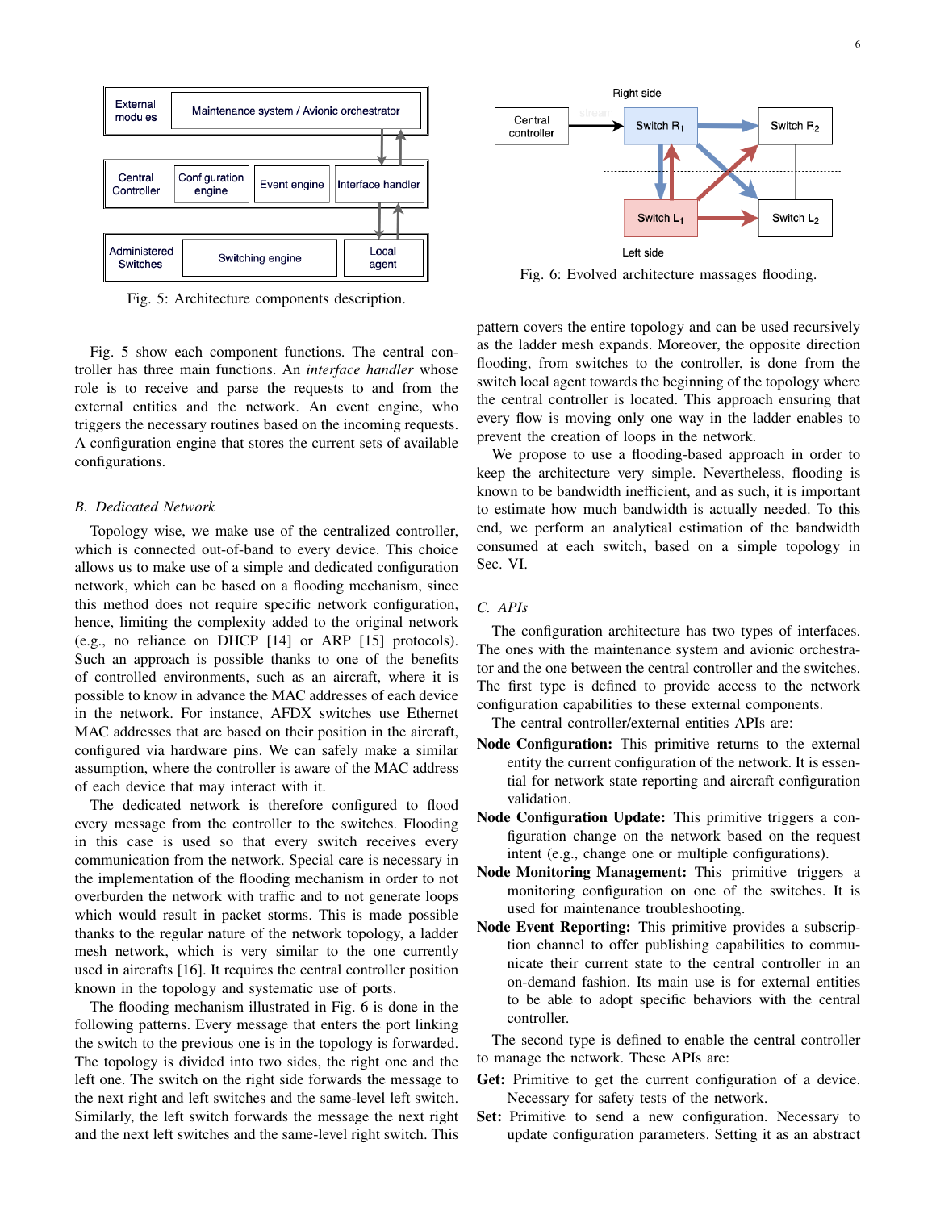Fig. 5: Architecture components description.

Fig. 6: Evolved architecture massages flooding.

Fig. 5 show each component functions. The central controller has three main functions. An *interface handler* whose role is to receive and parse the requests to and from the external entities and the network. An event engine, who triggers the necessary routines based on the incoming requests. A configuration engine that stores the current sets of available configurations.

### B. Dedicated Network

Topology wise, we make use of the centralized controller, which is connected out-of-band to every device. This choice allows us to make use of a simple and dedicated configuration network, which can be based on a flooding mechanism, since this method does not require specific network configuration, hence, limiting the complexity added to the original network (e.g., no reliance on DHCP [14] or ARP [15] protocols). Such an approach is possible thanks to one of the benefits of controlled environments, such as an aircraft, where it is possible to know in advance the MAC addresses of each device in the network. For instance, AFDX switches use Ethernet MAC addresses that are based on their position in the aircraft, configured via hardware pins. We can safely make a similar assumption, where the controller is aware of the MAC address of each device that may interact with it.

The dedicated network is therefore configured to flood every message from the controller to the switches. Flooding in this case is used so that every switch receives every communication from the network. Special care is necessary in the implementation of the flooding mechanism in order to not overburden the network with traffic and to not generate loops which would result in packet storms. This is made possible thanks to the regular nature of the network topology, a ladder mesh network, which is very similar to the one currently used in aircrafts [16]. It requires the central controller position known in the topology and systematic use of ports.

The flooding mechanism illustrated in Fig. 6 is done in the following patterns. Every message that enters the port linking the switch to the previous one is in the topology is forwarded. The topology is divided into two sides, the right one and the left one. The switch on the right side forwards the message to the next right and left switches and the same-level left switch. Similarly, the left switch forwards the message the next right and the next left switches and the same-level right switch. This pattern covers the entire topology and can be used recursively as the ladder mesh expands. Moreover, the opposite direction flooding, from switches to the controller, is done from the switch local agent towards the beginning of the topology where the central controller is located. This approach ensuring that every flow is moving only one way in the ladder enables to prevent the creation of loops in the network.

We propose to use a flooding-based approach in order to keep the architecture very simple. Nevertheless, flooding is known to be bandwidth inefficient, and as such, it is important to estimate how much bandwidth is actually needed. To this end, we perform an analytical estimation of the bandwidth consumed at each switch, based on a simple topology in Sec. VI.

### C. APIs

The configuration architecture has two types of interfaces. The ones with the maintenance system and avionic orchestrator and the one between the central controller and the switches. The first type is defined to provide access to the network configuration capabilities to these external components.

The central controller/external entities APIs are:

- **Node Configuration:** This primitive returns to the external entity the current configuration of the network. It is essential for network state reporting and aircraft configuration validation.
- **Node Configuration Update:** This primitive triggers a configuration change on the network based on the request intent (e.g., change one or multiple configurations).
- **Node Monitoring Management:** This primitive triggers a monitoring configuration on one of the switches. It is used for maintenance troubleshooting.
- **Node Event Reporting:** This primitive provides a subscription channel to offer publishing capabilities to communicate their current state to the central controller in an on-demand fashion. Its main use is for external entities to be able to adopt specific behaviors with the central controller.

The second type is defined to enable the central controller to manage the network. These APIs are:

- **Get:** Primitive to get the current configuration of a device. Necessary for safety tests of the network.
- **Set:** Primitive to send a new configuration. Necessary to update configuration parameters. Setting it as an abstract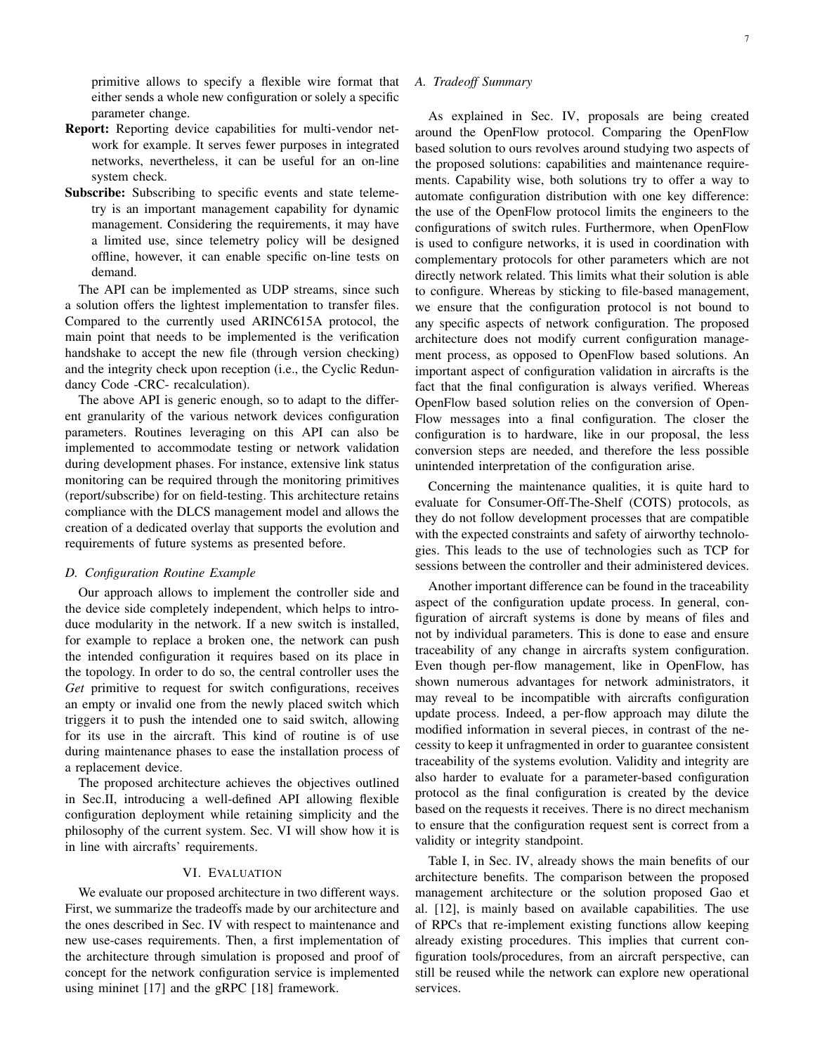primitive allows to specify a flexible wire format that either sends a whole new configuration or solely a specific parameter change.

**Report:** Reporting device capabilities for multi-vendor network for example. It serves fewer purposes in integrated networks, nevertheless, it can be useful for an on-line system check.

**Subscribe:** Subscribing to specific events and state telemetry is an important management capability for dynamic management. Considering the requirements, it may have a limited use, since telemetry policy will be designed offline, however, it can enable specific on-line tests on demand.

The API can be implemented as UDP streams, since such a solution offers the lightest implementation to transfer files. Compared to the currently used ARINC615A protocol, the main point that needs to be implemented is the verification handshake to accept the new file (through version checking) and the integrity check upon reception (i.e., the Cyclic Redundancy Code -CRC- recalculation).

The above API is generic enough, so to adapt to the different granularity of the various network devices configuration parameters. Routines leveraging on this API can also be implemented to accommodate testing or network validation during development phases. For instance, extensive link status monitoring can be required through the monitoring primitives (report/subscribe) for on field-testing. This architecture retains compliance with the DLCS management model and allows the creation of a dedicated overlay that supports the evolution and requirements of future systems as presented before.

### D. Configuration Routine Example

Our approach allows to implement the controller side and the device side completely independent, which helps to introduce modularity in the network. If a new switch is installed, for example to replace a broken one, the network can push the intended configuration it requires based on its place in the topology. In order to do so, the central controller uses the *Get* primitive to request for switch configurations, receives an empty or invalid one from the newly placed switch which triggers it to push the intended one to said switch, allowing for its use in the aircraft. This kind of routine is of use during maintenance phases to ease the installation process of a replacement device.

The proposed architecture achieves the objectives outlined in Sec.II, introducing a well-defined API allowing flexible configuration deployment while retaining simplicity and the philosophy of the current system. Sec. VI will show how it is in line with aircrafts' requirements.

## VI. Evaluation

We evaluate our proposed architecture in two different ways. First, we summarize the tradeoffs made by our architecture and the ones described in Sec. IV with respect to maintenance and new use-cases requirements. Then, a first implementation of the architecture through simulation is proposed and proof of concept for the network configuration service is implemented using mininet [17] and the gRPC [18] framework.

### A. Tradeoff Summary

As explained in Sec. IV, proposals are being created around the OpenFlow protocol. Comparing the OpenFlow based solution to ours revolves around studying two aspects of the proposed solutions: capabilities and maintenance requirements. Capability wise, both solutions try to offer a way to automate configuration distribution with one key difference: the use of the OpenFlow protocol limits the engineers to the configurations of switch rules. Furthermore, when OpenFlow is used to configure networks, it is used in coordination with complementary protocols for other parameters which are not directly network related. This limits what their solution is able to configure. Whereas by sticking to file-based management, we ensure that the configuration protocol is not bound to any specific aspects of network configuration. The proposed architecture does not modify current configuration management process, as opposed to OpenFlow based solutions. An important aspect of configuration validation in aircrafts is the fact that the final configuration is always verified. Whereas OpenFlow based solution relies on the conversion of OpenFlow messages into a final configuration. The closer the configuration is to hardware, like in our proposal, the less conversion steps are needed, and therefore the less possible unintended interpretation of the configuration arise.

Concerning the maintenance qualities, it is quite hard to evaluate for Consumer-Off-The-Shelf (COTS) protocols, as they do not follow development processes that are compatible with the expected constraints and safety of airworthy technologies. This leads to the use of technologies such as TCP for sessions between the controller and their administered devices.

Another important difference can be found in the traceability aspect of the configuration update process. In general, configuration of aircraft systems is done by means of files and not by individual parameters. This is done to ease and ensure traceability of any change in aircrafts system configuration. Even though per-flow management, like in OpenFlow, has shown numerous advantages for network administrators, it may reveal to be incompatible with aircrafts configuration update process. Indeed, a per-flow approach may dilute the modified information in several pieces, in contrast of the necessity to keep it unfragmented in order to guarantee consistent traceability of the systems evolution. Validity and integrity are also harder to evaluate for a parameter-based configuration protocol as the final configuration is created by the device based on the requests it receives. There is no direct mechanism to ensure that the configuration request sent is correct from a validity or integrity standpoint.

Table I, in Sec. IV, already shows the main benefits of our architecture benefits. The comparison between the proposed management architecture or the solution proposed Gao et al. [12], is mainly based on available capabilities. The use of RPCs that re-implement existing functions allow keeping already existing procedures. This implies that current configuration tools/procedures, from an aircraft perspective, can still be reused while the network can explore new operational services.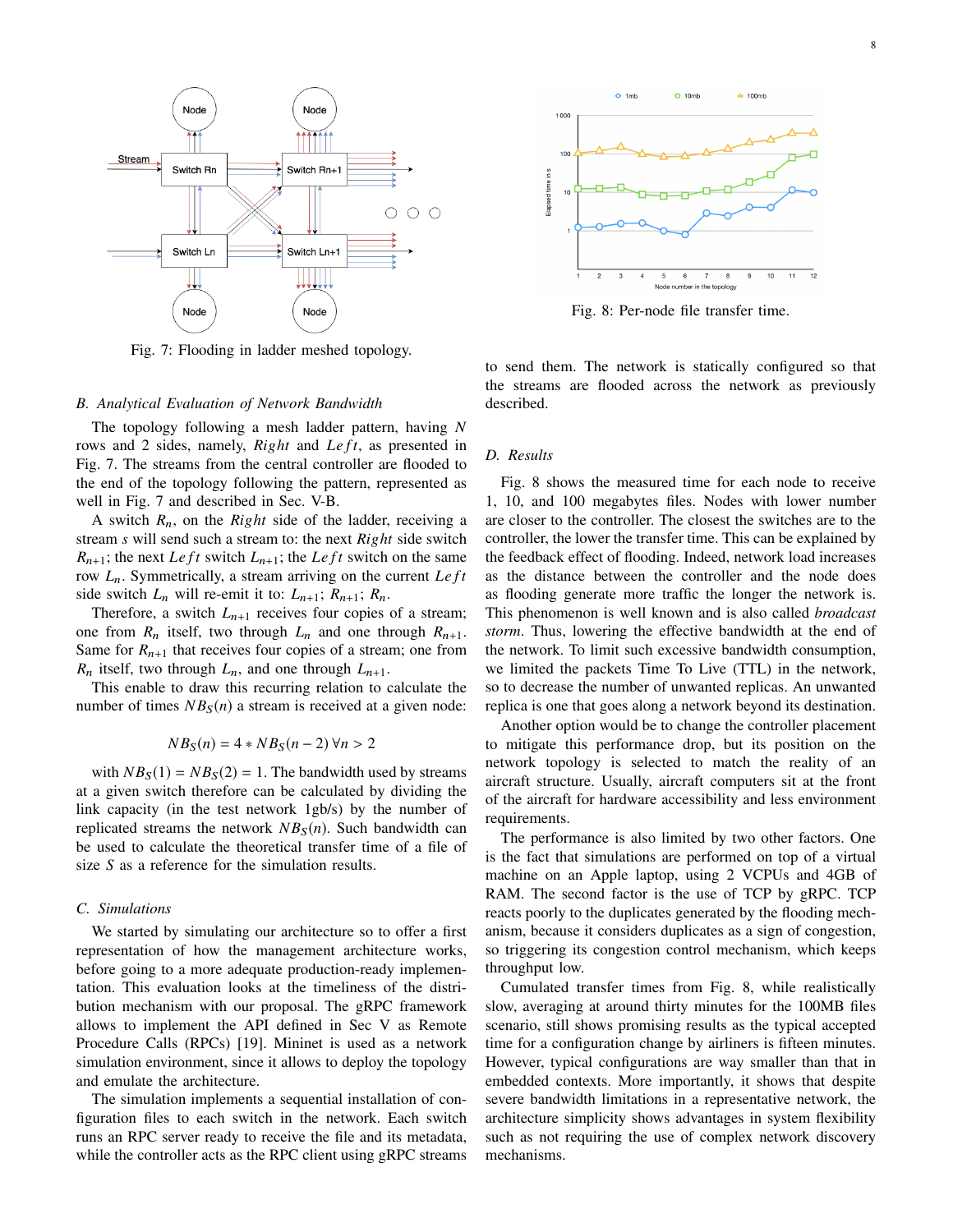Fig. 7: Flooding in ladder meshed topology.

Fig. 8: Per-node file transfer time.

### B. Analytical Evaluation of Network Bandwidth

The topology following a mesh ladder pattern, having $N$ rows and 2 sides, namely, $Right$ and $Left$, as presented in Fig. 7. The streams from the central controller are flooded to the end of the topology following the pattern, represented as well in Fig. 7 and described in Sec. V-B.

A switch $R_n$, on the $Right$ side of the ladder, receiving a stream $s$ will send such a stream to: the next $Right$ side switch $R_{n+1}$; the next $Left$ switch $L_{n+1}$; the $Left$ switch on the same row $L_n$. Symmetrically, a stream arriving on the current $Left$ side switch $L_n$ will re-emit it to: $L_{n+1}$; $R_{n+1}$; $R_n$.

Therefore, a switch $L_{n+1}$ receives four copies of a stream; one from $R_n$ itself, two through $L_n$ and one through $R_{n+1}$. Same for $R_{n+1}$ that receives four copies of a stream; one from $R_n$ itself, two through $L_n$, and one through $L_{n+1}$.

This enable to draw this recurring relation to calculate the number of times $NB_S(n)$ a stream is received at a given node:

$$NB_S(n) = 4 * NB_S(n-2) \; \forall n > 2$$

with $NB_S(1) = NB_S(2) = 1$. The bandwidth used by streams at a given switch therefore can be calculated by dividing the link capacity (in the test network 1gb/s) by the number of replicated streams the network $NB_S(n)$. Such bandwidth can be used to calculate the theoretical transfer time of a file of size $S$ as a reference for the simulation results.

### C. Simulations

We started by simulating our architecture so to offer a first representation of how the management architecture works, before going to a more adequate production-ready implementation. This evaluation looks at the timeliness of the distribution mechanism with our proposal. The gRPC framework allows to implement the API defined in Sec V as Remote Procedure Calls (RPCs) [19]. Mininet is used as a network simulation environment, since it allows to deploy the topology and emulate the architecture.

The simulation implements a sequential installation of configuration files to each switch in the network. Each switch runs an RPC server ready to receive the file and its metadata, while the controller acts as the RPC client using gRPC streams to send them. The network is statically configured so that the streams are flooded across the network as previously described.

### D. Results

Fig. 8 shows the measured time for each node to receive 1, 10, and 100 megabytes files. Nodes with lower number are closer to the controller. The closest the switches are to the controller, the lower the transfer time. This can be explained by the feedback effect of flooding. Indeed, network load increases as the distance between the controller and the node does as flooding generate more traffic the longer the network is. This phenomenon is well known and is also called *broadcast storm*. Thus, lowering the effective bandwidth at the end of the network. To limit such excessive bandwidth consumption, we limited the packets Time To Live (TTL) in the network, so to decrease the number of unwanted replicas. An unwanted replica is one that goes along a network beyond its destination.

Another option would be to change the controller placement to mitigate this performance drop, but its position on the network topology is selected to match the reality of an aircraft structure. Usually, aircraft computers sit at the front of the aircraft for hardware accessibility and less environment requirements.

The performance is also limited by two other factors. One is the fact that simulations are performed on top of a virtual machine on an Apple laptop, using 2 VCPUs and 4GB of RAM. The second factor is the use of TCP by gRPC. TCP reacts poorly to the duplicates generated by the flooding mechanism, because it considers duplicates as a sign of congestion, so triggering its congestion control mechanism, which keeps throughput low.

Cumulated transfer times from Fig. 8, while realistically slow, averaging at around thirty minutes for the 100MB files scenario, still shows promising results as the typical accepted time for a configuration change by airliners is fifteen minutes. However, typical configurations are way smaller than that in embedded contexts. More importantly, it shows that despite severe bandwidth limitations in a representative network, the architecture simplicity shows advantages in system flexibility such as not requiring the use of complex network discovery mechanisms.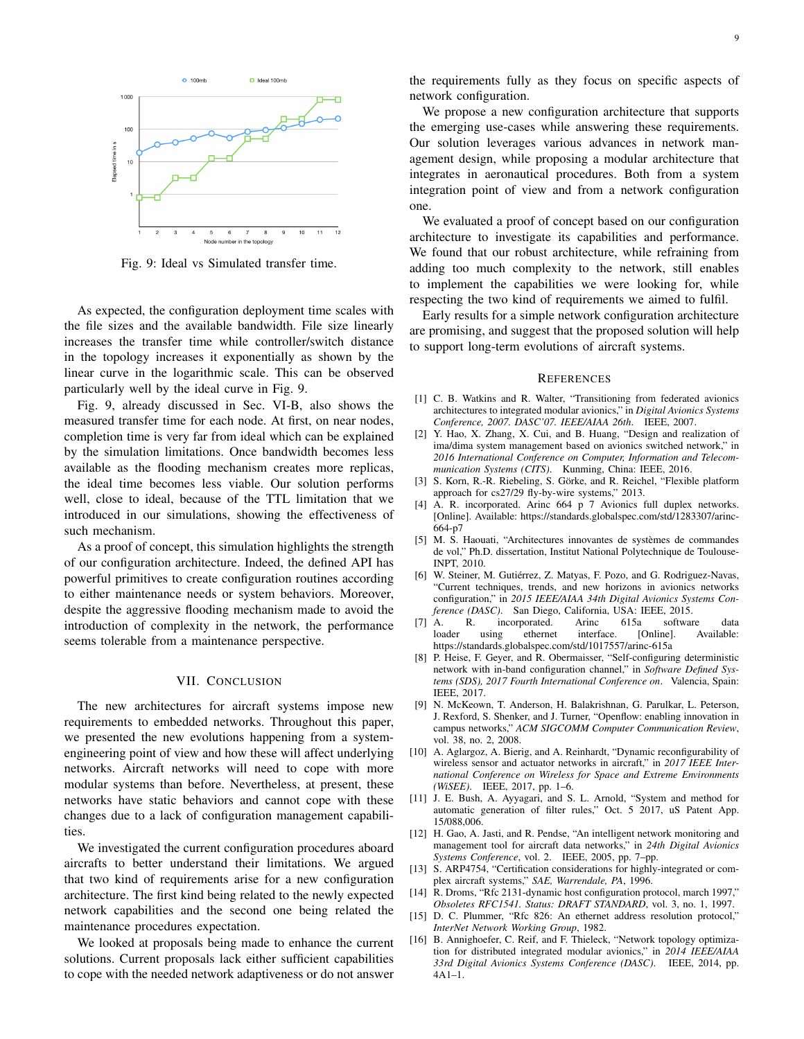Fig. 9: Ideal vs Simulated transfer time.

As expected, the configuration deployment time scales with the file sizes and the available bandwidth. File size linearly increases the transfer time while controller/switch distance in the topology increases it exponentially as shown by the linear curve in the logarithmic scale. This can be observed particularly well by the ideal curve in Fig. 9.

Fig. 9, already discussed in Sec. VI-B, also shows the measured transfer time for each node. At first, on near nodes, completion time is very far from ideal which can be explained by the simulation limitations. Once bandwidth becomes less available as the flooding mechanism creates more replicas, the ideal time becomes less viable. Our solution performs well, close to ideal, because of the TTL limitation that we introduced in our simulations, showing the effectiveness of such mechanism.

As a proof of concept, this simulation highlights the strength of our configuration architecture. Indeed, the defined API has powerful primitives to create configuration routines according to either maintenance needs or system behaviors. Moreover, despite the aggressive flooding mechanism made to avoid the introduction of complexity in the network, the performance seems tolerable from a maintenance perspective.

## VII. Conclusion

The new architectures for aircraft systems impose new requirements to embedded networks. Throughout this paper, we presented the new evolutions happening from a system-engineering point of view and how these will affect underlying networks. Aircraft networks will need to cope with more modular systems than before. Nevertheless, at present, these networks have static behaviors and cannot cope with these changes due to a lack of configuration management capabilities.

We investigated the current configuration procedures aboard aircrafts to better understand their limitations. We argued that two kind of requirements arise for a new configuration architecture. The first kind being related to the newly expected network capabilities and the second one being related the maintenance procedures expectation.

We looked at proposals being made to enhance the current solutions. Current proposals lack either sufficient capabilities to cope with the needed network adaptiveness or do not answer the requirements fully as they focus on specific aspects of network configuration.

We propose a new configuration architecture that supports the emerging use-cases while answering these requirements. Our solution leverages various advances in network management design, while proposing a modular architecture that integrates in aeronautical procedures. Both from a system integration point of view and from a network configuration one.

We evaluated a proof of concept based on our configuration architecture to investigate its capabilities and performance. We found that our robust architecture, while refraining from adding too much complexity to the network, still enables to implement the capabilities we were looking for, while respecting the two kind of requirements we aimed to fulfil.

Early results for a simple network configuration architecture are promising, and suggest that the proposed solution will help to support long-term evolutions of aircraft systems.

## References

[1] C. B. Watkins and R. Walter, "Transitioning from federated avionics architectures to integrated modular avionics," in *Digital Avionics Systems Conference, 2007. DASC'07. IEEE/AIAA 26th*. IEEE, 2007.

[2] Y. Hao, X. Zhang, X. Cui, and B. Huang, "Design and realization of ima/dima system management based on avionics switched network," in *2016 International Conference on Computer, Information and Telecommunication Systems (CITS)*. Kunming, China: IEEE, 2016.

[3] S. Korn, R.-R. Riebeling, S. Görke, and R. Reichel, "Flexible platform approach for cs27/29 fly-by-wire systems," 2013.

[4] A. R. incorporated. Arinc 664 p 7 Avionics full duplex networks. [Online]. Available: https://standards.globalspec.com/std/1283307/arinc-664-p7

[5] M. S. Haouati, "Architectures innovantes de systèmes de commandes de vol," Ph.D. dissertation, Institut National Polytechnique de Toulouse-INPT, 2010.

[6] W. Steiner, M. Gutiérrez, Z. Matyas, F. Pozo, and G. Rodriguez-Navas, "Current techniques, trends, and new horizons in avionics networks configuration," in *2015 IEEE/AIAA 34th Digital Avionics Systems Conference (DASC)*. San Diego, California, USA: IEEE, 2015.

[7] A. R. incorporated. Arinc 615a software data loader using ethernet interface. [Online]. Available: https://standards.globalspec.com/std/1017557/arinc-615a

[8] P. Heise, F. Geyer, and R. Obermaisser, "Self-configuring deterministic network with in-band configuration channel," in *Software Defined Systems (SDS), 2017 Fourth International Conference on*. Valencia, Spain: IEEE, 2017.

[9] N. McKeown, T. Anderson, H. Balakrishnan, G. Parulkar, L. Peterson, J. Rexford, S. Shenker, and J. Turner, "Openflow: enabling innovation in campus networks," *ACM SIGCOMM Computer Communication Review*, vol. 38, no. 2, 2008.

[10] A. Aglargoz, A. Bierig, and A. Reinhardt, "Dynamic reconfigurability of wireless sensor and actuator networks in aircraft," in *2017 IEEE International Conference on Wireless for Space and Extreme Environments (WiSEE)*. IEEE, 2017, pp. 1–6.

[11] J. E. Bush, A. Ayyagari, and S. L. Arnold, "System and method for automatic generation of filter rules," Oct. 5 2017, uS Patent App. 15/088,006.

[12] H. Gao, A. Jasti, and R. Pendse, "An intelligent network monitoring and management tool for aircraft data networks," in *24th Digital Avionics Systems Conference*, vol. 2. IEEE, 2005, pp. 7–pp.

[13] S. ARP4754, "Certification considerations for highly-integrated or complex aircraft systems," *SAE, Warrendale, PA*, 1996.

[14] R. Droms, "Rfc 2131-dynamic host configuration protocol, march 1997," *Obsoletes RFC1541. Status: DRAFT STANDARD*, vol. 3, no. 1, 1997.

[15] D. C. Plummer, "Rfc 826: An ethernet address resolution protocol," *InterNet Network Working Group*, 1982.

[16] B. Annighoefer, C. Reif, and F. Thieleck, "Network topology optimization for distributed integrated modular avionics," in *2014 IEEE/AIAA 33rd Digital Avionics Systems Conference (DASC)*. IEEE, 2014, pp. 4A1–1.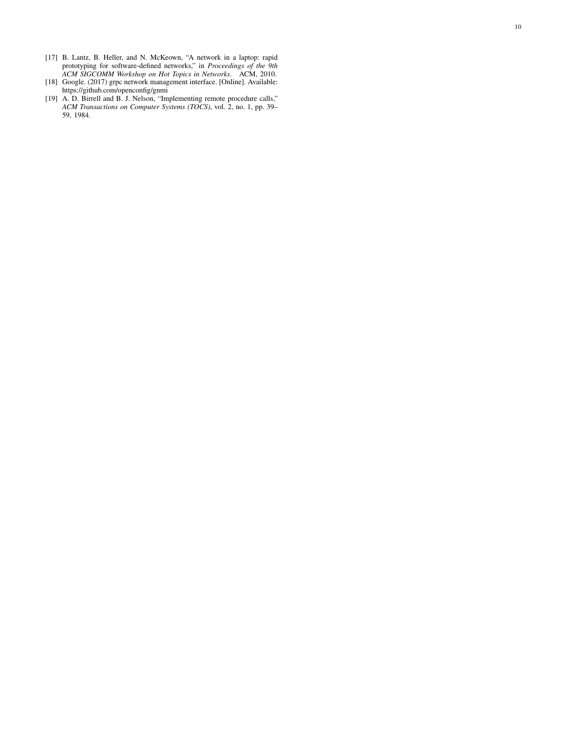[17] B. Lantz, B. Heller, and N. McKeown, "A network in a laptop: rapid prototyping for software-defined networks," in *Proceedings of the 9th ACM SIGCOMM Workshop on Hot Topics in Networks*. ACM, 2010.

[18] Google. (2017) grpc network management interface. [Online]. Available: https://github.com/openconfig/gnmi

[19] A. D. Birrell and B. J. Nelson, "Implementing remote procedure calls," *ACM Transactions on Computer Systems (TOCS)*, vol. 2, no. 1, pp. 39–59, 1984.